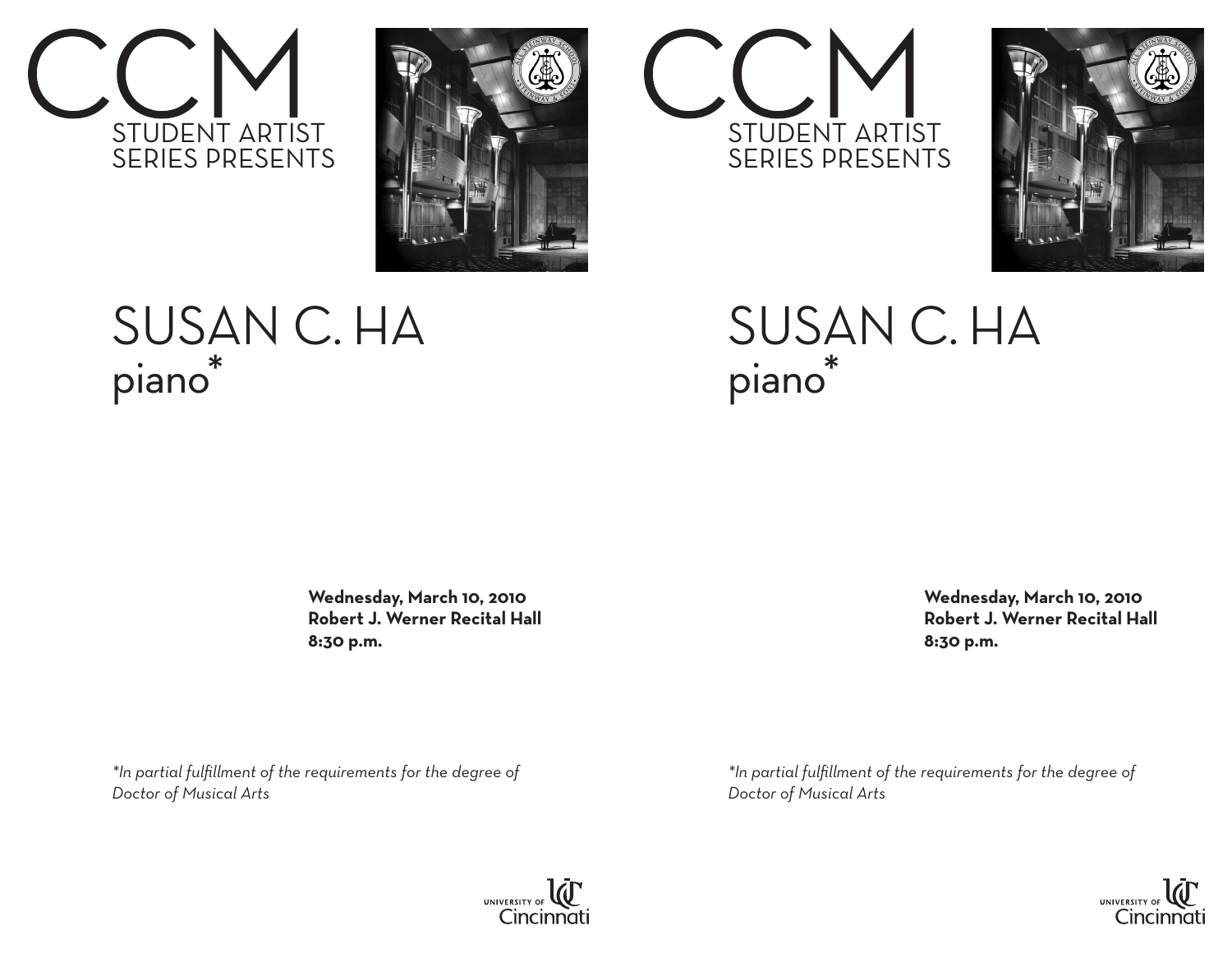# CCM

STUDENT ARTIST
SERIES PRESENTS

# SUSAN C. HA

piano*

**Wednesday, March 10, 2010**
**Robert J. Werner Recital Hall**
**8:30 p.m.**

*\*In partial fulfillment of the requirements for the degree of Doctor of Musical Arts*

UNIVERSITY OF Cincinnati

# CCM

STUDENT ARTIST
SERIES PRESENTS

# SUSAN C. HA

piano*

**Wednesday, March 10, 2010**
**Robert J. Werner Recital Hall**
**8:30 p.m.**

*\*In partial fulfillment of the requirements for the degree of Doctor of Musical Arts*

UNIVERSITY OF Cincinnati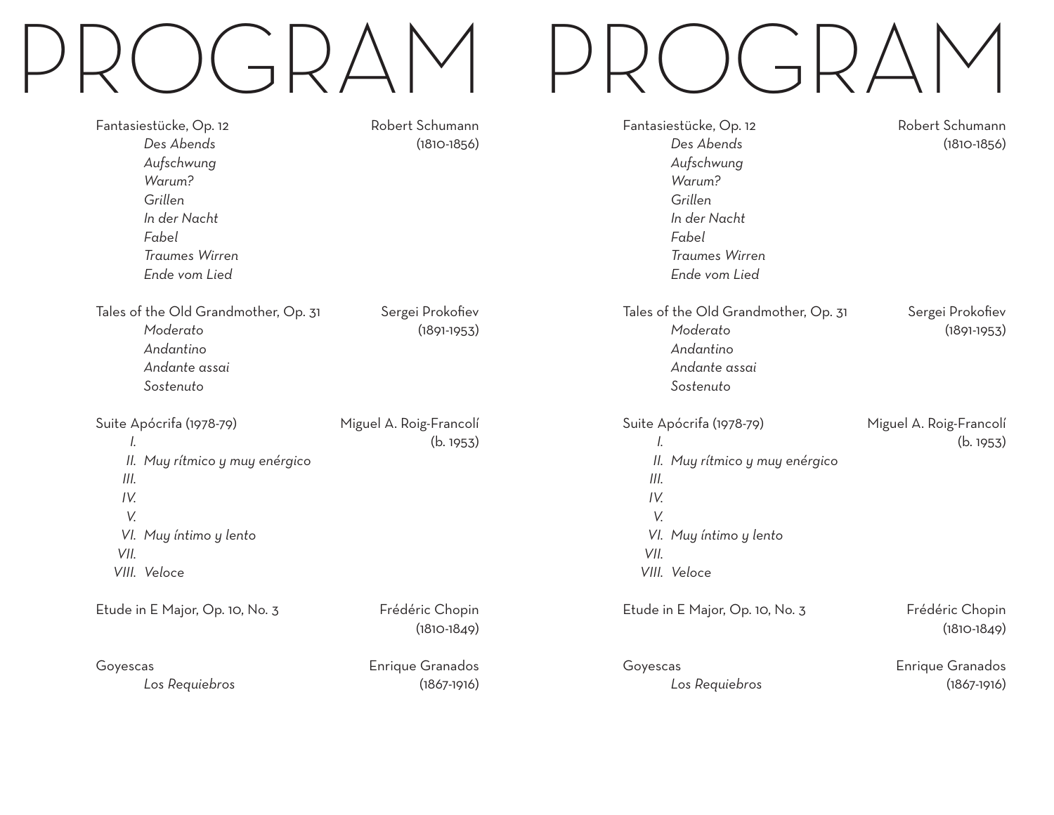# PROGRAM

Fantasiestücke, Op. 12 — Robert Schumann (1810-1856)

*Des Abends*
*Aufschwung*
*Warum?*
*Grillen*
*In der Nacht*
*Fabel*
*Traumes Wirren*
*Ende vom Lied*

Tales of the Old Grandmother, Op. 31 — Sergei Prokofiev (1891-1953)

*Moderato*
*Andantino*
*Andante assai*
*Sostenuto*

Suite Apócrifa (1978-79) — Miguel A. Roig-Francolí (b. 1953)

*I.*
*II. Muy rítmico y muy enérgico*
*III.*
*IV.*
*V.*
*VI. Muy íntimo y lento*
*VII.*
*VIII. Veloce*

Etude in E Major, Op. 10, No. 3 — Frédéric Chopin (1810-1849)

Goyescas — Enrique Granados (1867-1916)

*Los Requiebros*

# PROGRAM

Fantasiestücke, Op. 12 — Robert Schumann (1810-1856)

*Des Abends*
*Aufschwung*
*Warum?*
*Grillen*
*In der Nacht*
*Fabel*
*Traumes Wirren*
*Ende vom Lied*

Tales of the Old Grandmother, Op. 31 — Sergei Prokofiev (1891-1953)

*Moderato*
*Andantino*
*Andante assai*
*Sostenuto*

Suite Apócrifa (1978-79) — Miguel A. Roig-Francolí (b. 1953)

*I.*
*II. Muy rítmico y muy enérgico*
*III.*
*IV.*
*V.*
*VI. Muy íntimo y lento*
*VII.*
*VIII. Veloce*

Etude in E Major, Op. 10, No. 3 — Frédéric Chopin (1810-1849)

Goyescas — Enrique Granados (1867-1916)

*Los Requiebros*